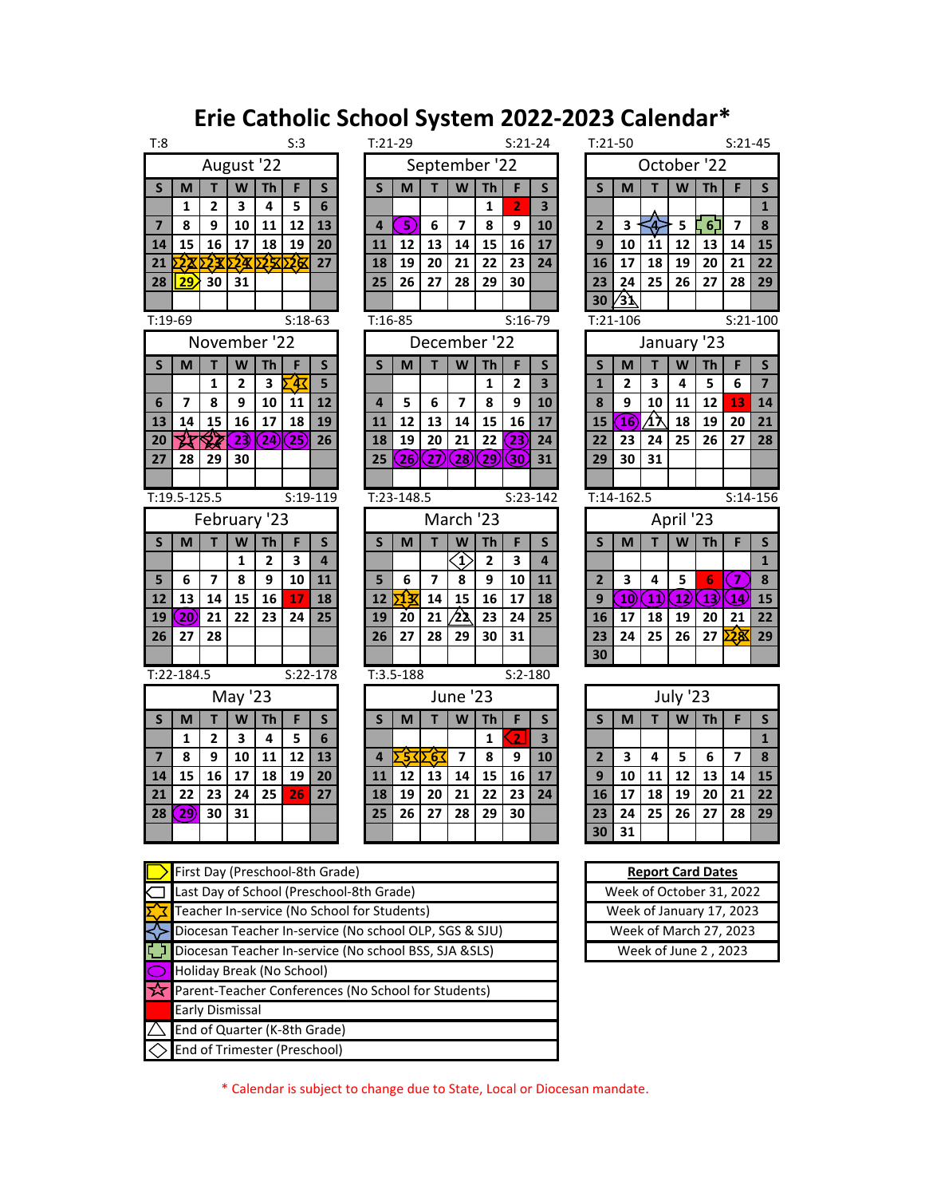# Erie Catholic School System 2022-2023 Calendar*

T:8 S:3

## August '22

| S | M | T | W | Th | F | S |
|---|---|---|---|---|---|---|
| | 1 | 2 | 3 | 4 | 5 | 6 |
| 7 | 8 | 9 | 10 | 11 | 12 | 13 |
| 14 | 15 | 16 | 17 | 18 | 19 | 20 |
| 21 | 22 | 23 | 24 | 25 | 26 | 27 |
| 28 | 29 | 30 | 31 | | | |

T:21-29 S:21-24

## September '22

| S | M | T | W | Th | F | S |
|---|---|---|---|---|---|---|
| | | | | 1 | 2 | 3 |
| 4 | 5 | 6 | 7 | 8 | 9 | 10 |
| 11 | 12 | 13 | 14 | 15 | 16 | 17 |
| 18 | 19 | 20 | 21 | 22 | 23 | 24 |
| 25 | 26 | 27 | 28 | 29 | 30 | |

T:21-50 S:21-45

## October '22

| S | M | T | W | Th | F | S |
|---|---|---|---|---|---|---|
| | | | | | | 1 |
| 2 | 3 | 4 | 5 | 6 | 7 | 8 |
| 9 | 10 | 11 | 12 | 13 | 14 | 15 |
| 16 | 17 | 18 | 19 | 20 | 21 | 22 |
| 23 | 24 | 25 | 26 | 27 | 28 | 29 |
| 30 | 31 | | | | | |

T:19-69 S:18-63

## November '22

| S | M | T | W | Th | F | S |
|---|---|---|---|---|---|---|
| | | 1 | 2 | 3 | 4 | 5 |
| 6 | 7 | 8 | 9 | 10 | 11 | 12 |
| 13 | 14 | 15 | 16 | 17 | 18 | 19 |
| 20 | 21 | 22 | 23 | 24 | 25 | 26 |
| 27 | 28 | 29 | 30 | | | |

T:16-85 S:16-79

## December '22

| S | M | T | W | Th | F | S |
|---|---|---|---|---|---|---|
| | | | | 1 | 2 | 3 |
| 4 | 5 | 6 | 7 | 8 | 9 | 10 |
| 11 | 12 | 13 | 14 | 15 | 16 | 17 |
| 18 | 19 | 20 | 21 | 22 | 23 | 24 |
| 25 | 26 | 27 | 28 | 29 | 30 | 31 |

T:21-106 S:21-100

## January '23

| S | M | T | W | Th | F | S |
|---|---|---|---|---|---|---|
| 1 | 2 | 3 | 4 | 5 | 6 | 7 |
| 8 | 9 | 10 | 11 | 12 | 13 | 14 |
| 15 | 16 | 17 | 18 | 19 | 20 | 21 |
| 22 | 23 | 24 | 25 | 26 | 27 | 28 |
| 29 | 30 | 31 | | | | |

T:19.5-125.5 S:19-119

## February '23

| S | M | T | W | Th | F | S |
|---|---|---|---|---|---|---|
| | | | 1 | 2 | 3 | 4 |
| 5 | 6 | 7 | 8 | 9 | 10 | 11 |
| 12 | 13 | 14 | 15 | 16 | 17 | 18 |
| 19 | 20 | 21 | 22 | 23 | 24 | 25 |
| 26 | 27 | 28 | | | | |

T:23-148.5 S:23-142

## March '23

| S | M | T | W | Th | F | S |
|---|---|---|---|---|---|---|
| | | | 1 | 2 | 3 | 4 |
| 5 | 6 | 7 | 8 | 9 | 10 | 11 |
| 12 | 13 | 14 | 15 | 16 | 17 | 18 |
| 19 | 20 | 21 | 22 | 23 | 24 | 25 |
| 26 | 27 | 28 | 29 | 30 | 31 | |

T:14-162.5 S:14-156

## April '23

| S | M | T | W | Th | F | S |
|---|---|---|---|---|---|---|
| | | | | | | 1 |
| 2 | 3 | 4 | 5 | 6 | 7 | 8 |
| 9 | 10 | 11 | 12 | 13 | 14 | 15 |
| 16 | 17 | 18 | 19 | 20 | 21 | 22 |
| 23 | 24 | 25 | 26 | 27 | 28 | 29 |
| 30 | | | | | | |

T:22-184.5 S:22-178

## May '23

| S | M | T | W | Th | F | S |
|---|---|---|---|---|---|---|
| | 1 | 2 | 3 | 4 | 5 | 6 |
| 7 | 8 | 9 | 10 | 11 | 12 | 13 |
| 14 | 15 | 16 | 17 | 18 | 19 | 20 |
| 21 | 22 | 23 | 24 | 25 | 26 | 27 |
| 28 | 29 | 30 | 31 | | | |

T:3.5-188 S:2-180

## June '23

| S | M | T | W | Th | F | S |
|---|---|---|---|---|---|---|
| | | | | 1 | 2 | 3 |
| 4 | 5 | 6 | 7 | 8 | 9 | 10 |
| 11 | 12 | 13 | 14 | 15 | 16 | 17 |
| 18 | 19 | 20 | 21 | 22 | 23 | 24 |
| 25 | 26 | 27 | 28 | 29 | 30 | |

## July '23

| S | M | T | W | Th | F | S |
|---|---|---|---|---|---|---|
| | | | | | | 1 |
| 2 | 3 | 4 | 5 | 6 | 7 | 8 |
| 9 | 10 | 11 | 12 | 13 | 14 | 15 |
| 16 | 17 | 18 | 19 | 20 | 21 | 22 |
| 23 | 24 | 25 | 26 | 27 | 28 | 29 |
| 30 | 31 | | | | | |

## Legend

- First Day (Preschool-8th Grade)
- Last Day of School (Preschool-8th Grade)
- Teacher In-service (No School for Students)
- Diocesan Teacher In-service (No school OLP, SGS & SJU)
- Diocesan Teacher In-service (No school BSS, SJA &SLS)
- Holiday Break (No School)
- Parent-Teacher Conferences (No School for Students)
- Early Dismissal
- End of Quarter (K-8th Grade)
- End of Trimester (Preschool)

| Report Card Dates |
|---|
| Week of October 31, 2022 |
| Week of January 17, 2023 |
| Week of March 27, 2023 |
| Week of June 2 , 2023 |

* Calendar is subject to change due to State, Local or Diocesan mandate.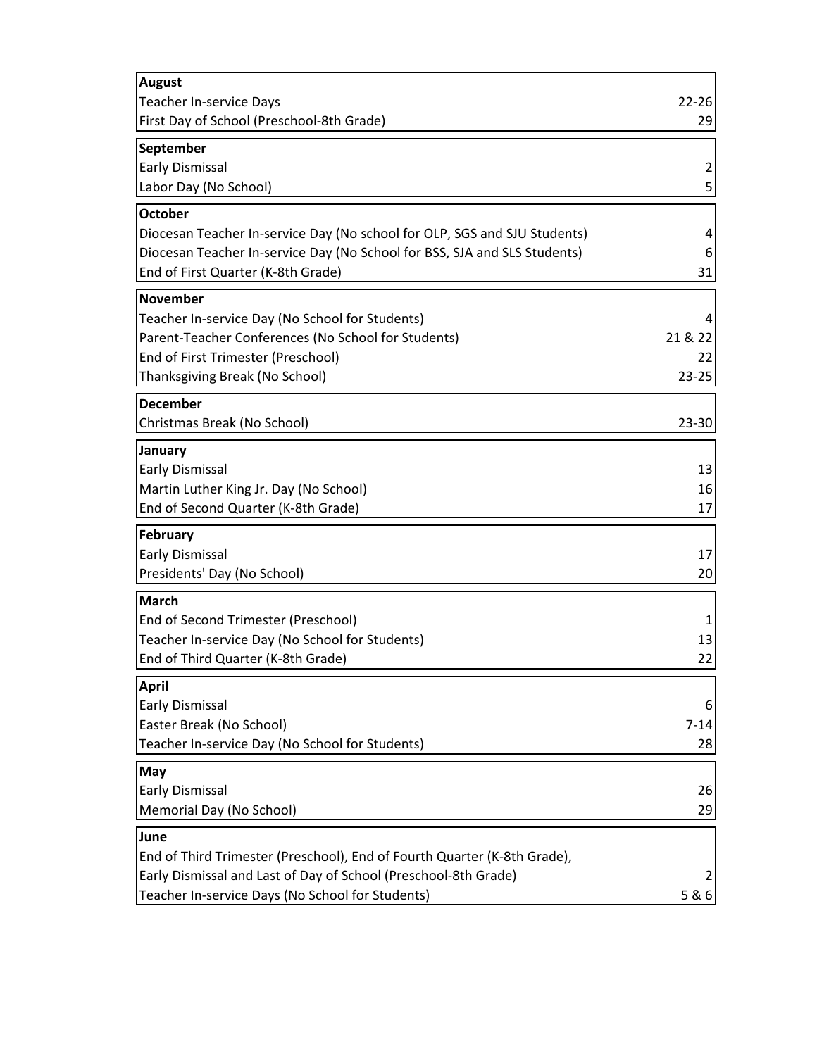| | |
|---|---|
| **August** | |
| Teacher In-service Days | 22-26 |
| First Day of School (Preschool-8th Grade) | 29 |
| **September** | |
| Early Dismissal | 2 |
| Labor Day (No School) | 5 |
| **October** | |
| Diocesan Teacher In-service Day (No school for OLP, SGS and SJU Students) | 4 |
| Diocesan Teacher In-service Day (No School for BSS, SJA and SLS Students) | 6 |
| End of First Quarter (K-8th Grade) | 31 |
| **November** | |
| Teacher In-service Day (No School for Students) | 4 |
| Parent-Teacher Conferences (No School for Students) | 21 & 22 |
| End of First Trimester (Preschool) | 22 |
| Thanksgiving Break (No School) | 23-25 |
| **December** | |
| Christmas Break (No School) | 23-30 |
| **January** | |
| Early Dismissal | 13 |
| Martin Luther King Jr. Day (No School) | 16 |
| End of Second Quarter (K-8th Grade) | 17 |
| **February** | |
| Early Dismissal | 17 |
| Presidents' Day (No School) | 20 |
| **March** | |
| End of Second Trimester (Preschool) | 1 |
| Teacher In-service Day (No School for Students) | 13 |
| End of Third Quarter (K-8th Grade) | 22 |
| **April** | |
| Early Dismissal | 6 |
| Easter Break (No School) | 7-14 |
| Teacher In-service Day (No School for Students) | 28 |
| **May** | |
| Early Dismissal | 26 |
| Memorial Day (No School) | 29 |
| **June** | |
| End of Third Trimester (Preschool), End of Fourth Quarter (K-8th Grade), Early Dismissal and Last of Day of School (Preschool-8th Grade) | 2 |
| Teacher In-service Days (No School for Students) | 5 & 6 |